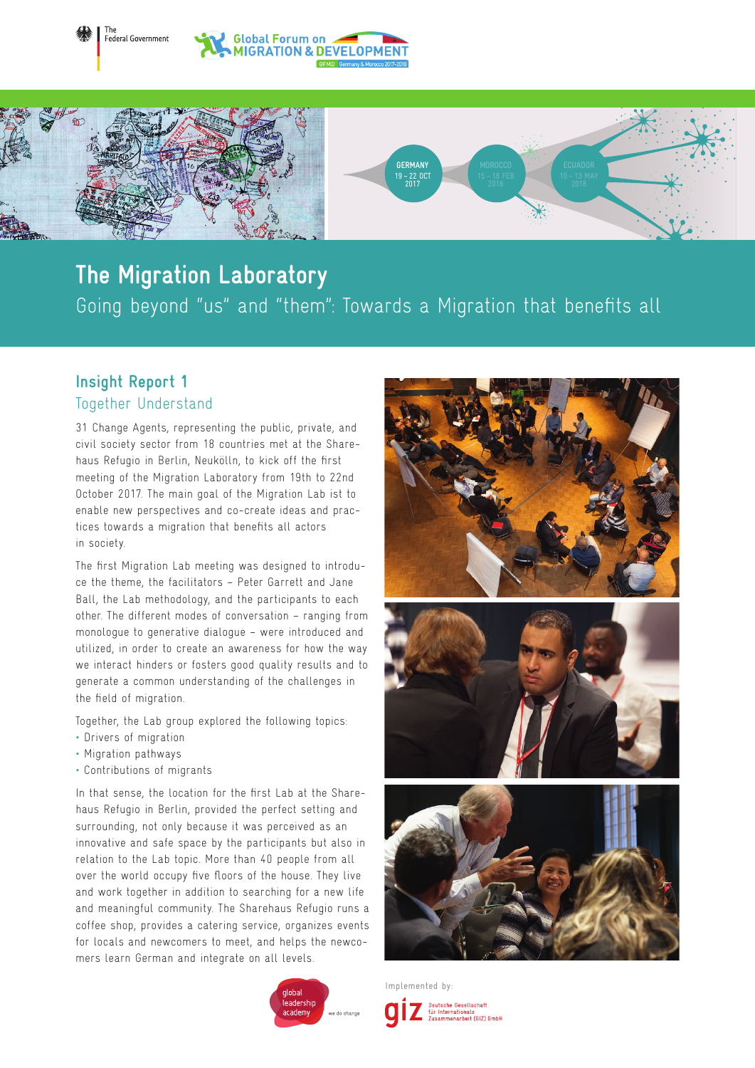The Federal Government

Global Forum on MIGRATION & DEVELOPMENT

GFMD Germany & Morocco 2017-2018

GERMANY 19 – 22 OCT 2017

MOROCCO 15 – 18 FEB 2018

ECUADOR 10 – 13 MAY 2018

# The Migration Laboratory

Going beyond "us" and "them": Towards a Migration that benefits all

## Insight Report 1

### Together Understand

31 Change Agents, representing the public, private, and civil society sector from 18 countries met at the Sharehaus Refugio in Berlin, Neukölln, to kick off the first meeting of the Migration Laboratory from 19th to 22nd October 2017. The main goal of the Migration Lab ist to enable new perspectives and co-create ideas and practices towards a migration that benefits all actors in society.

The first Migration Lab meeting was designed to introduce the theme, the facilitators – Peter Garrett and Jane Ball, the Lab methodology, and the participants to each other. The different modes of conversation – ranging from monologue to generative dialogue – were introduced and utilized, in order to create an awareness for how the way we interact hinders or fosters good quality results and to generate a common understanding of the challenges in the field of migration.

Together, the Lab group explored the following topics:

- Drivers of migration
- Migration pathways
- Contributions of migrants

In that sense, the location for the first Lab at the Sharehaus Refugio in Berlin, provided the perfect setting and surrounding, not only because it was perceived as an innovative and safe space by the participants but also in relation to the Lab topic. More than 40 people from all over the world occupy five floors of the house. They live and work together in addition to searching for a new life and meaningful community. The Sharehaus Refugio runs a coffee shop, provides a catering service, organizes events for locals and newcomers to meet, and helps the newcomers learn German and integrate on all levels.

global leadership academy – we do change

Implemented by:

giz Deutsche Gesellschaft für Internationale Zusammenarbeit (GIZ) GmbH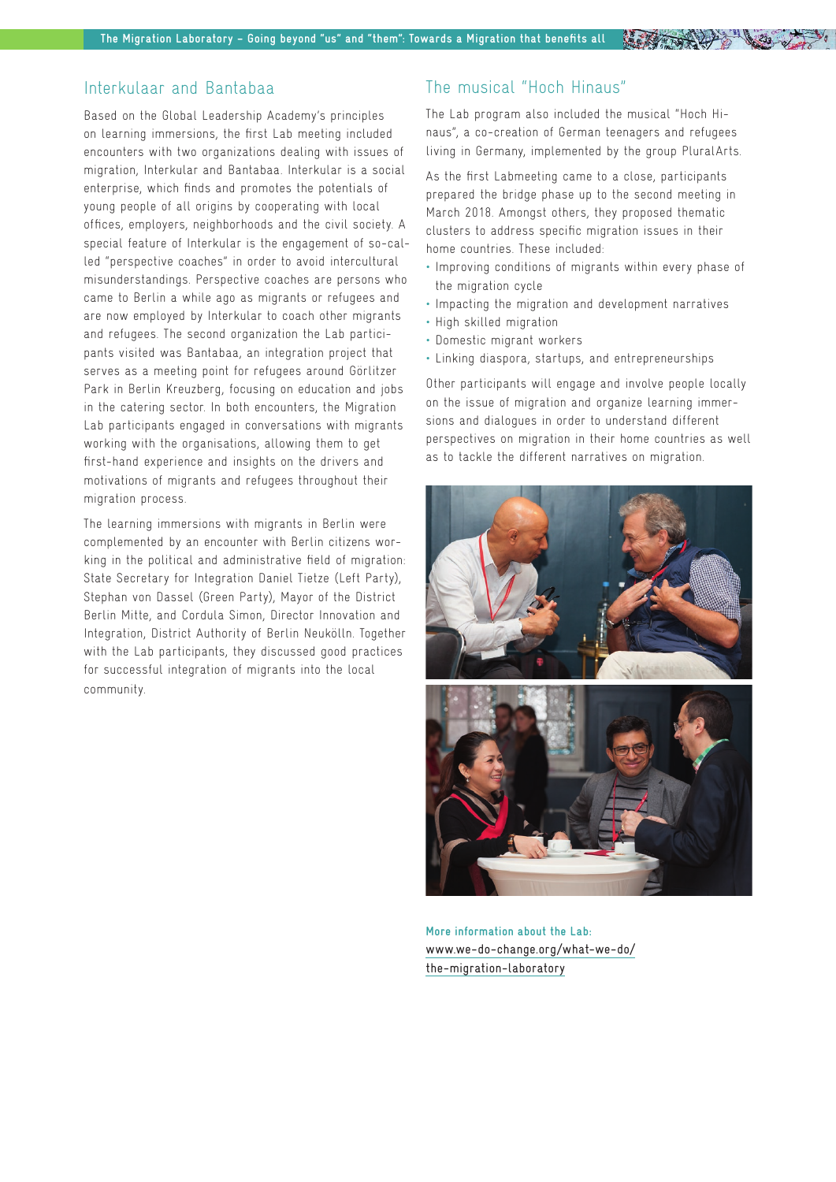## Interkulaar and Bantabaa

Based on the Global Leadership Academy's principles on learning immersions, the first Lab meeting included encounters with two organizations dealing with issues of migration, Interkular and Bantabaa. Interkular is a social enterprise, which finds and promotes the potentials of young people of all origins by cooperating with local offices, employers, neighborhoods and the civil society. A special feature of Interkular is the engagement of so-called "perspective coaches" in order to avoid intercultural misunderstandings. Perspective coaches are persons who came to Berlin a while ago as migrants or refugees and are now employed by Interkular to coach other migrants and refugees. The second organization the Lab participants visited was Bantabaa, an integration project that serves as a meeting point for refugees around Görlitzer Park in Berlin Kreuzberg, focusing on education and jobs in the catering sector. In both encounters, the Migration Lab participants engaged in conversations with migrants working with the organisations, allowing them to get first-hand experience and insights on the drivers and motivations of migrants and refugees throughout their migration process.

The learning immersions with migrants in Berlin were complemented by an encounter with Berlin citizens working in the political and administrative field of migration: State Secretary for Integration Daniel Tietze (Left Party), Stephan von Dassel (Green Party), Mayor of the District Berlin Mitte, and Cordula Simon, Director Innovation and Integration, District Authority of Berlin Neukölln. Together with the Lab participants, they discussed good practices for successful integration of migrants into the local community.

## The musical "Hoch Hinaus"

The Lab program also included the musical "Hoch Hinaus", a co-creation of German teenagers and refugees living in Germany, implemented by the group PluralArts.

As the first Labmeeting came to a close, participants prepared the bridge phase up to the second meeting in March 2018. Amongst others, they proposed thematic clusters to address specific migration issues in their home countries. These included:

- Improving conditions of migrants within every phase of the migration cycle
- Impacting the migration and development narratives
- High skilled migration
- Domestic migrant workers
- Linking diaspora, startups, and entrepreneurships

Other participants will engage and involve people locally on the issue of migration and organize learning immersions and dialogues in order to understand different perspectives on migration in their home countries as well as to tackle the different narratives on migration.

**More information about the Lab:**
www.we-do-change.org/what-we-do/the-migration-laboratory